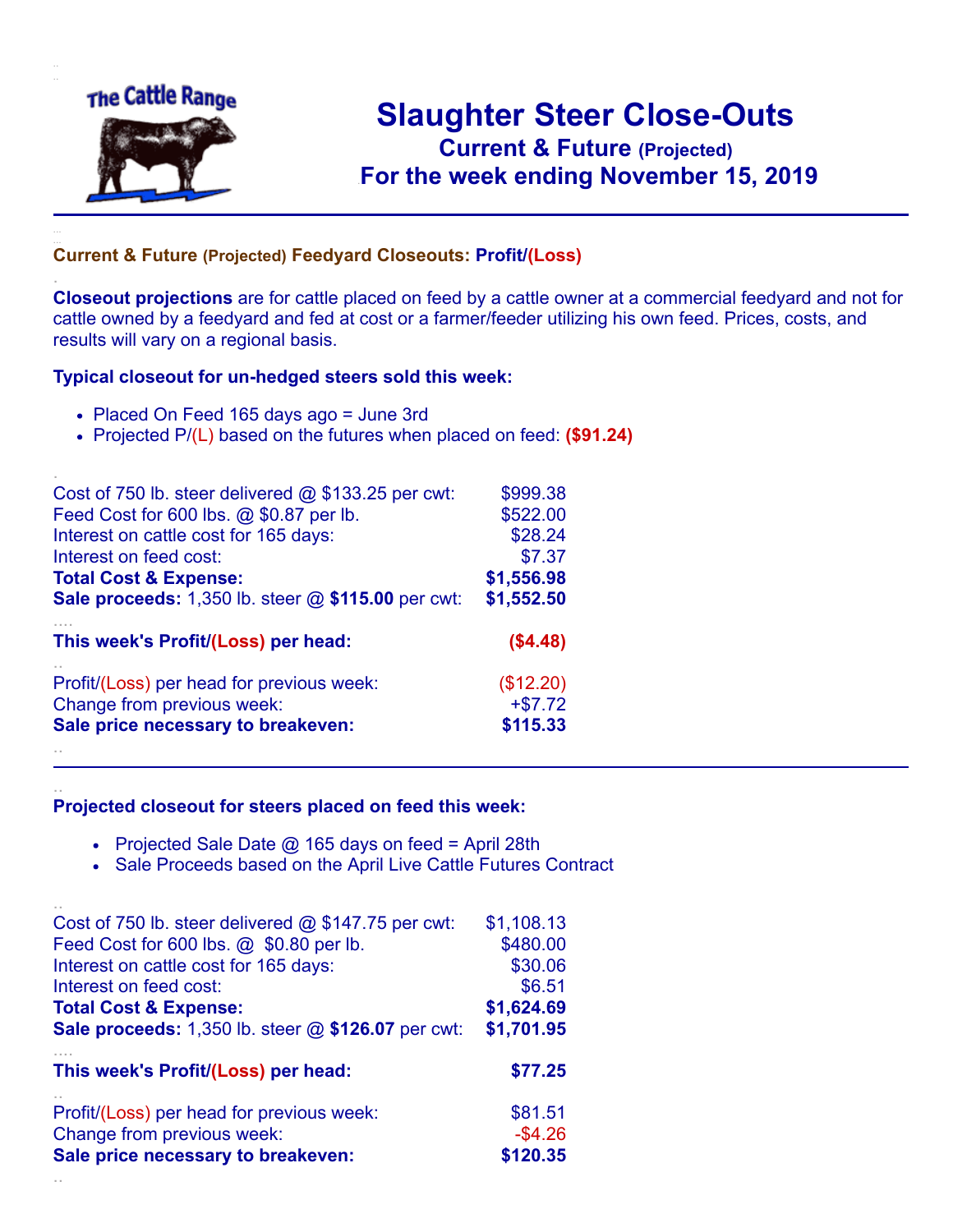# Slaughter Steer Close-Outs

## Current & Future (Projected)

## For the week ending November 15, 2019

### Current & Future (Projected) Feedyard Closeouts: Profit/(Loss)

**Closeout projections** are for cattle placed on feed by a cattle owner at a commercial feedyard and not for cattle owned by a feedyard and fed at cost or a farmer/feeder utilizing his own feed. Prices, costs, and results will vary on a regional basis.

**Typical closeout for un-hedged steers sold this week:**

- Placed On Feed 165 days ago = June 3rd
- Projected P/(L) based on the futures when placed on feed: **($91.24)**

| | |
|---|---|
| Cost of 750 lb. steer delivered @ $133.25 per cwt: | $999.38 |
| Feed Cost for 600 lbs. @ $0.87 per lb. | $522.00 |
| Interest on cattle cost for 165 days: | $28.24 |
| Interest on feed cost: | $7.37 |
| **Total Cost & Expense:** | **$1,556.98** |
| **Sale proceeds:** 1,350 lb. steer @ **$115.00** per cwt: | **$1,552.50** |
| **This week's Profit/(Loss) per head:** | **($4.48)** |
| Profit/(Loss) per head for previous week: | ($12.20) |
| Change from previous week: | +$7.72 |
| **Sale price necessary to breakeven:** | **$115.33** |

**Projected closeout for steers placed on feed this week:**

- Projected Sale Date @ 165 days on feed = April 28th
- Sale Proceeds based on the April Live Cattle Futures Contract

| | |
|---|---|
| Cost of 750 lb. steer delivered @ $147.75 per cwt: | $1,108.13 |
| Feed Cost for 600 lbs. @ $0.80 per lb. | $480.00 |
| Interest on cattle cost for 165 days: | $30.06 |
| Interest on feed cost: | $6.51 |
| **Total Cost & Expense:** | **$1,624.69** |
| **Sale proceeds:** 1,350 lb. steer @ **$126.07** per cwt: | **$1,701.95** |
| **This week's Profit/(Loss) per head:** | **$77.25** |
| Profit/(Loss) per head for previous week: | $81.51 |
| Change from previous week: | -$4.26 |
| **Sale price necessary to breakeven:** | **$120.35** |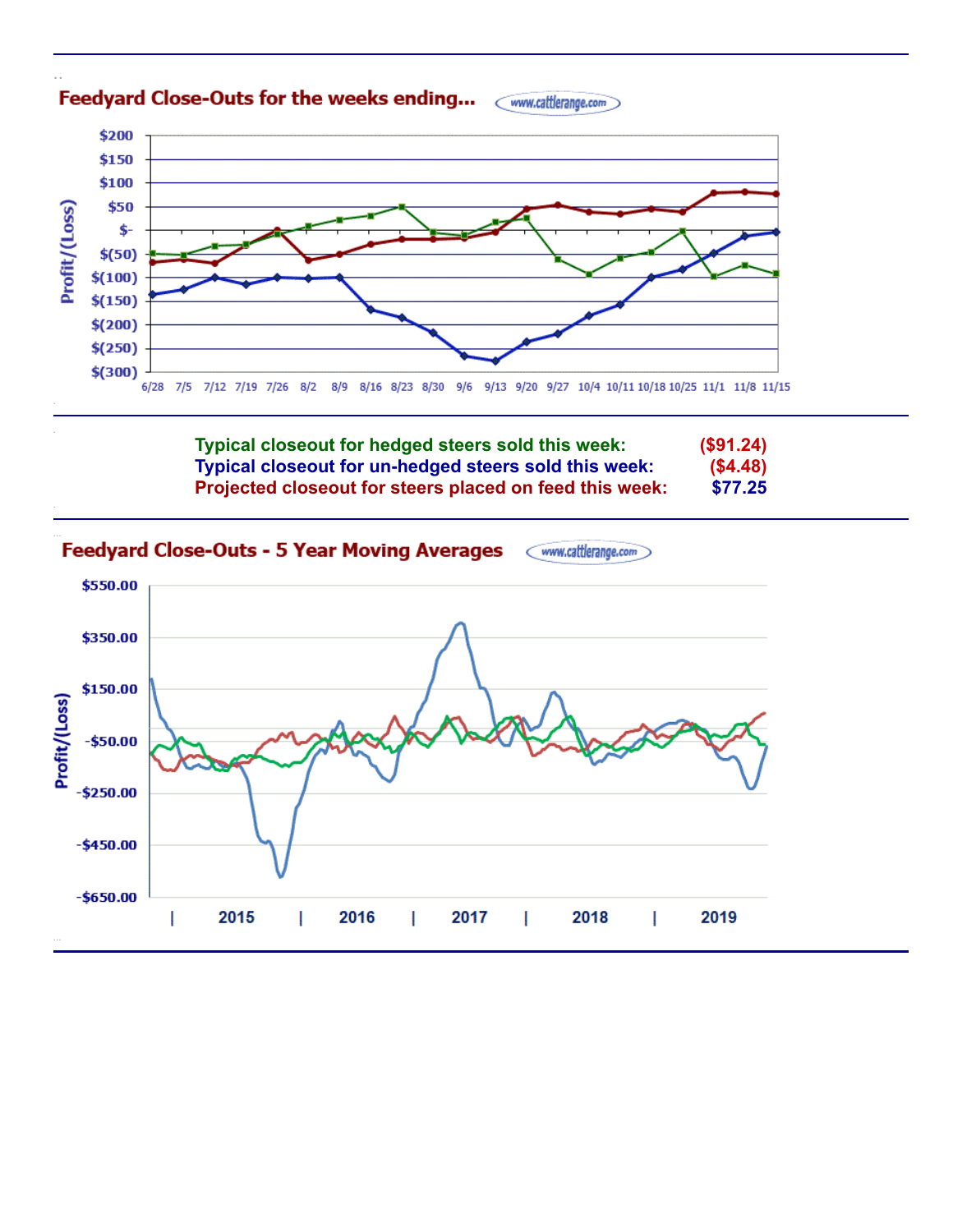## Feedyard Close-Outs for the weeks ending...

www.cattlerange.com

$200
$150
$100
$50
$-
$(50)
$(100)
$(150)
$(200)
$(250)
$(300)

Profit/(Loss)

6/28 7/5 7/12 7/19 7/26 8/2 8/9 8/16 8/23 8/30 9/6 9/13 9/20 9/27 10/4 10/11 10/18 10/25 11/1 11/8 11/15

| | |
|---|---|
| Typical closeout for hedged steers sold this week: | ($91.24) |
| Typical closeout for un-hedged steers sold this week: | ($4.48) |
| Projected closeout for steers placed on feed this week: | $77.25 |

## Feedyard Close-Outs - 5 Year Moving Averages

www.cattlerange.com

$550.00
$350.00
$150.00
-$50.00
-$250.00
-$450.00
-$650.00

Profit/(Loss)

2015 2016 2017 2018 2019